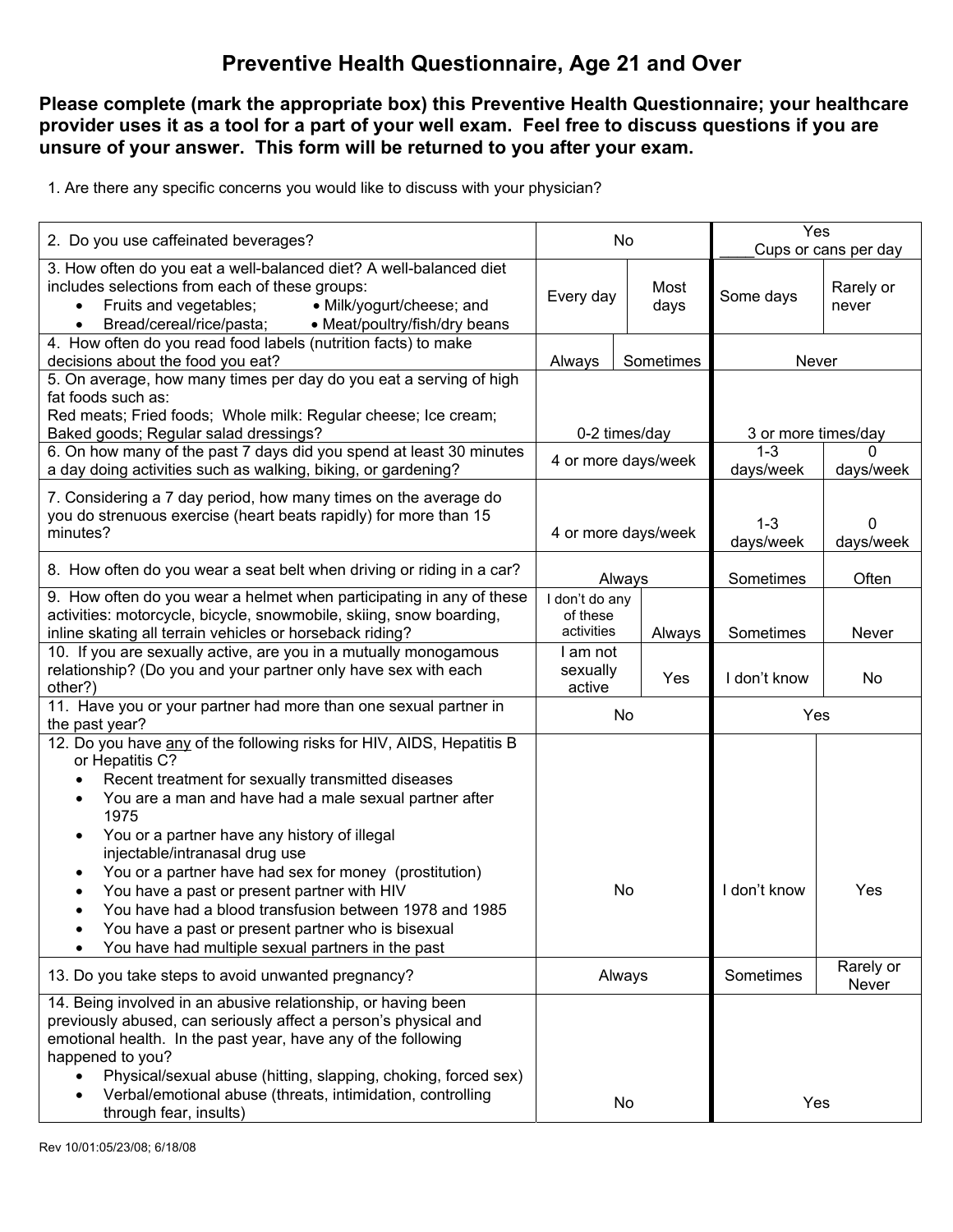# Preventive Health Questionnaire, Age 21 and Over

**Please complete (mark the appropriate box) this Preventive Health Questionnaire; your healthcare provider uses it as a tool for a part of your well exam. Feel free to discuss questions if you are unsure of your answer. This form will be returned to you after your exam.**

1. Are there any specific concerns you would like to discuss with your physician?

| Question | | | | |
|---|---|---|---|---|
| 2. Do you use caffeinated beverages? | No | | Yes ____Cups or cans per day | |
| 3. How often do you eat a well-balanced diet? A well-balanced diet includes selections from each of these groups: • Fruits and vegetables; • Milk/yogurt/cheese; and • Bread/cereal/rice/pasta; • Meat/poultry/fish/dry beans | Every day | Most days | Some days | Rarely or never |
| 4. How often do you read food labels (nutrition facts) to make decisions about the food you eat? | Always | Sometimes | Never | |
| 5. On average, how many times per day do you eat a serving of high fat foods such as: Red meats; Fried foods; Whole milk: Regular cheese; Ice cream; Baked goods; Regular salad dressings? | 0-2 times/day | | 3 or more times/day | |
| 6. On how many of the past 7 days did you spend at least 30 minutes a day doing activities such as walking, biking, or gardening? | 4 or more days/week | | 1-3 days/week | 0 days/week |
| 7. Considering a 7 day period, how many times on the average do you do strenuous exercise (heart beats rapidly) for more than 15 minutes? | 4 or more days/week | | 1-3 days/week | 0 days/week |
| 8. How often do you wear a seat belt when driving or riding in a car? | Always | | Sometimes | Often |
| 9. How often do you wear a helmet when participating in any of these activities: motorcycle, bicycle, snowmobile, skiing, snow boarding, inline skating all terrain vehicles or horseback riding? | I don't do any of these activities | Always | Sometimes | Never |
| 10. If you are sexually active, are you in a mutually monogamous relationship? (Do you and your partner only have sex with each other?) | I am not sexually active | Yes | I don't know | No |
| 11. Have you or your partner had more than one sexual partner in the past year? | No | | Yes | |
| 12. Do you have <u>any</u> of the following risks for HIV, AIDS, Hepatitis B or Hepatitis C? • Recent treatment for sexually transmitted diseases • You are a man and have had a male sexual partner after 1975 • You or a partner have any history of illegal injectable/intranasal drug use • You or a partner have had sex for money (prostitution) • You have a past or present partner with HIV • You have had a blood transfusion between 1978 and 1985 • You have a past or present partner who is bisexual • You have had multiple sexual partners in the past | No | | I don't know | Yes |
| 13. Do you take steps to avoid unwanted pregnancy? | Always | | Sometimes | Rarely or Never |
| 14. Being involved in an abusive relationship, or having been previously abused, can seriously affect a person's physical and emotional health. In the past year, have any of the following happened to you? • Physical/sexual abuse (hitting, slapping, choking, forced sex) • Verbal/emotional abuse (threats, intimidation, controlling through fear, insults) | No | | Yes | |

Rev 10/01:05/23/08; 6/18/08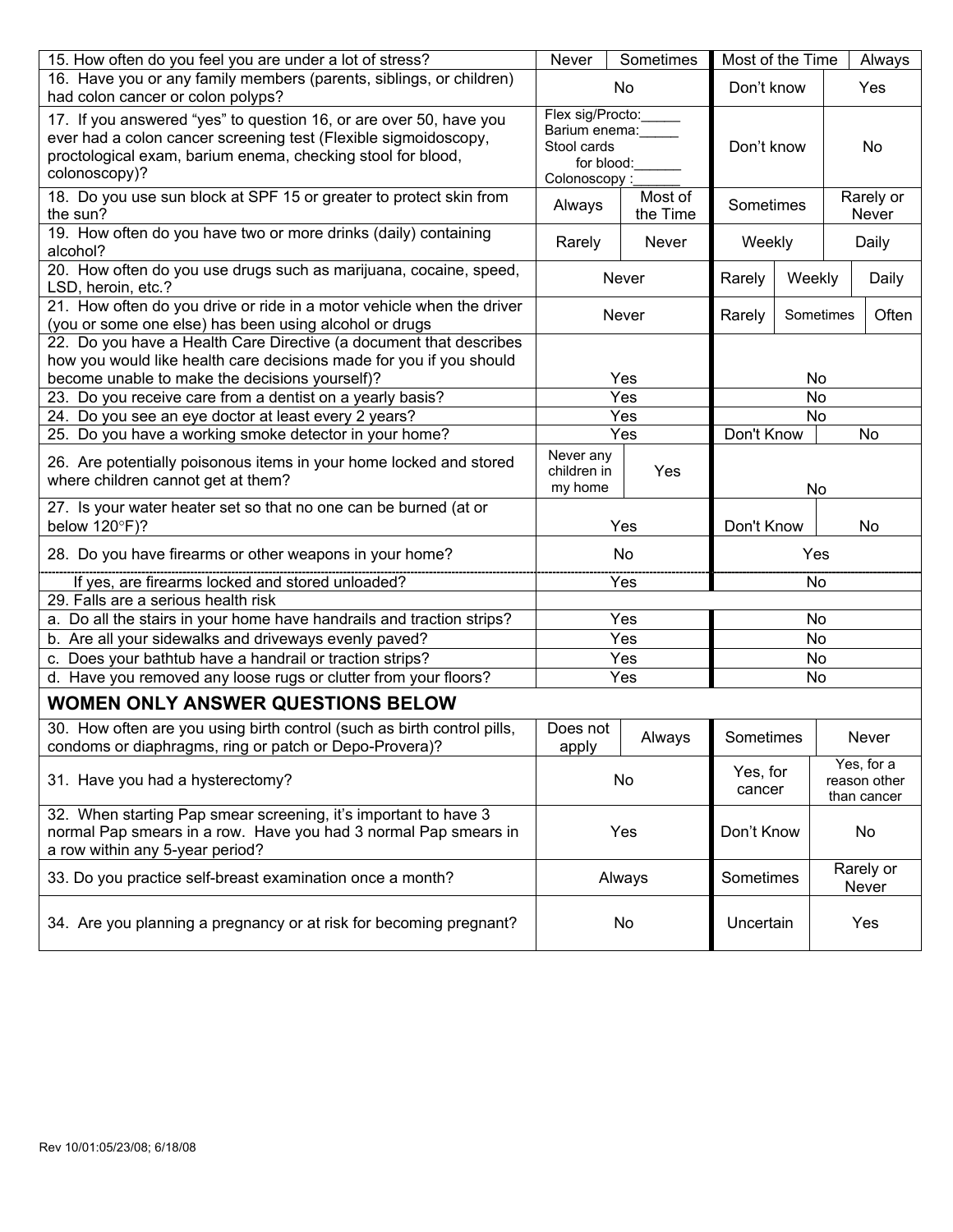| | | | | |
|---|---|---|---|---|
| 15. How often do you feel you are under a lot of stress? | Never | Sometimes | Most of the Time | Always |
| 16. Have you or any family members (parents, siblings, or children) had colon cancer or colon polyps? | No | | Don't know | Yes |
| 17. If you answered "yes" to question 16, or are over 50, have you ever had a colon cancer screening test (Flexible sigmoidoscopy, proctological exam, barium enema, checking stool for blood, colonoscopy)? | Flex sig/Procto:_____ Barium enema:_____ Stool cards for blood:______ Colonoscopy :______ | | Don't know | No |
| 18. Do you use sun block at SPF 15 or greater to protect skin from the sun? | Always | Most of the Time | Sometimes | Rarely or Never |
| 19. How often do you have two or more drinks (daily) containing alcohol? | Rarely | Never | Weekly | Daily |
| 20. How often do you use drugs such as marijuana, cocaine, speed, LSD, heroin, etc.? | Never | | Rarely / Weekly | Daily |
| 21. How often do you drive or ride in a motor vehicle when the driver (you or some one else) has been using alcohol or drugs | Never | | Rarely / Sometimes | Often |
| 22. Do you have a Health Care Directive (a document that describes how you would like health care decisions made for you if you should become unable to make the decisions yourself)? | Yes | | No | |
| 23. Do you receive care from a dentist on a yearly basis? | Yes | | No | |
| 24. Do you see an eye doctor at least every 2 years? | Yes | | No | |
| 25. Do you have a working smoke detector in your home? | Yes | | Don't Know | No |
| 26. Are potentially poisonous items in your home locked and stored where children cannot get at them? | Never any children in my home | Yes | No | |
| 27. Is your water heater set so that no one can be burned (at or below 120°F)? | Yes | | Don't Know | No |
| 28. Do you have firearms or other weapons in your home? | No | | Yes | |
| If yes, are firearms locked and stored unloaded? | Yes | | No | |
| 29. Falls are a serious health risk | | | | |
| a. Do all the stairs in your home have handrails and traction strips? | Yes | | No | |
| b. Are all your sidewalks and driveways evenly paved? | Yes | | No | |
| c. Does your bathtub have a handrail or traction strips? | Yes | | No | |
| d. Have you removed any loose rugs or clutter from your floors? | Yes | | No | |

## WOMEN ONLY ANSWER QUESTIONS BELOW

| | | | | |
|---|---|---|---|---|
| 30. How often are you using birth control (such as birth control pills, condoms or diaphragms, ring or patch or Depo-Provera)? | Does not apply | Always | Sometimes | Never |
| 31. Have you had a hysterectomy? | No | | Yes, for cancer | Yes, for a reason other than cancer |
| 32. When starting Pap smear screening, it's important to have 3 normal Pap smears in a row. Have you had 3 normal Pap smears in a row within any 5-year period? | Yes | | Don't Know | No |
| 33. Do you practice self-breast examination once a month? | Always | | Sometimes | Rarely or Never |
| 34. Are you planning a pregnancy or at risk for becoming pregnant? | No | | Uncertain | Yes |

Rev 10/01:05/23/08; 6/18/08